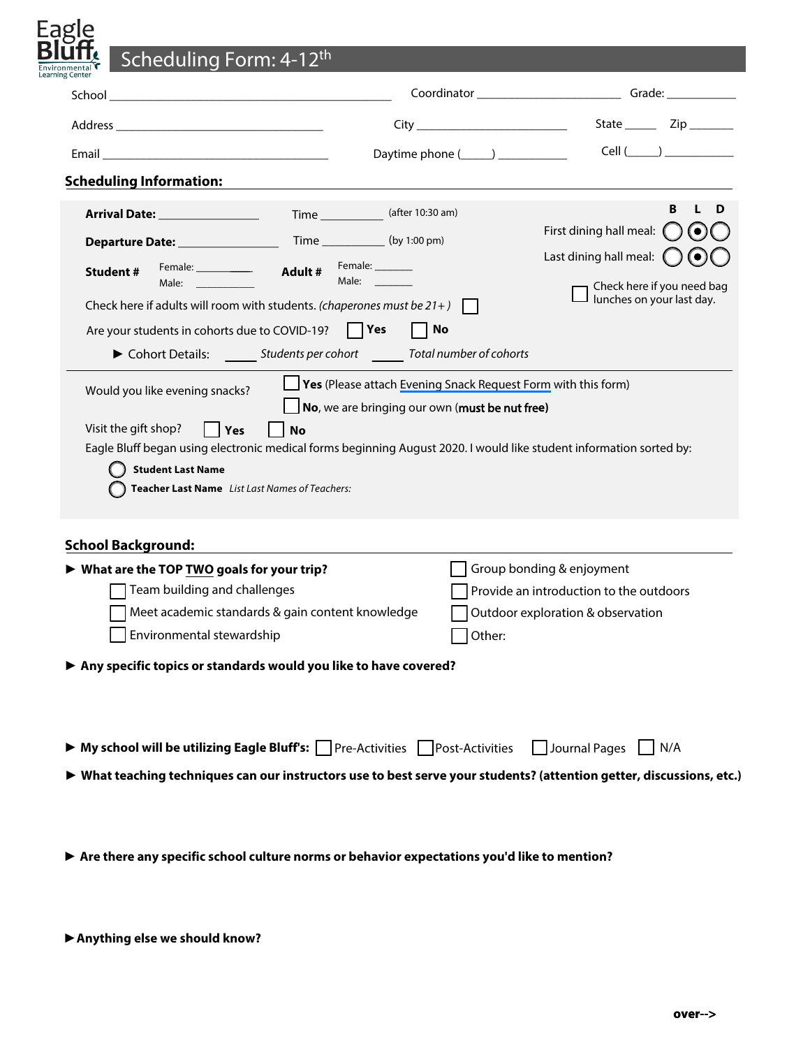# Scheduling Form: 4-12th

School ______________________ Coordinator ______________________ Grade: ___________

Address ______________________ City ______________________ State _____ Zip _______

Email ______________________ Daytime phone (_____) ___________ Cell (_____) ___________

## Scheduling Information:

**Arrival Date:** ________________ Time __________ (after 10:30 am)

**Departure Date:** ________________ Time __________ (by 1:00 pm)

**Student #** Female: __________ Male: __________ **Adult #** Female: _______ Male: _______

| | B | L | D |
|---|---|---|---|
| First dining hall meal: | ○ | ◉ | ○ |
| Last dining hall meal: | ○ | ◉ | ○ |

☐ Check here if you need bag lunches on your last day.

Check here if adults will room with students. *(chaperones must be 21+)* ☐

Are your students in cohorts due to COVID-19? ☐ **Yes** ☐ **No**

► Cohort Details: _____ *Students per cohort* _____ *Total number of cohorts*

---

Would you like evening snacks? ☐ **Yes** (Please attach Evening Snack Request Form with this form)
☐ **No**, we are bringing our own (**must be nut free)**

Visit the gift shop? ☐ **Yes** ☐ **No**

Eagle Bluff began using electronic medical forms beginning August 2020. I would like student information sorted by:

○ **Student Last Name**

○ **Teacher Last Name** *List Last Names of Teachers:*

## School Background:

**► What are the TOP TWO goals for your trip?**

- ☐ Team building and challenges
- ☐ Meet academic standards & gain content knowledge
- ☐ Environmental stewardship
- ☐ Group bonding & enjoyment
- ☐ Provide an introduction to the outdoors
- ☐ Outdoor exploration & observation
- ☐ Other:

**► Any specific topics or standards would you like to have covered?**

**► My school will be utilizing Eagle Bluff's:** ☐ Pre-Activities ☐ Post-Activities ☐ Journal Pages ☐ N/A

**► What teaching techniques can our instructors use to best serve your students? (attention getter, discussions, etc.)**

**► Are there any specific school culture norms or behavior expectations you'd like to mention?**

**► Anything else we should know?**

**over-->**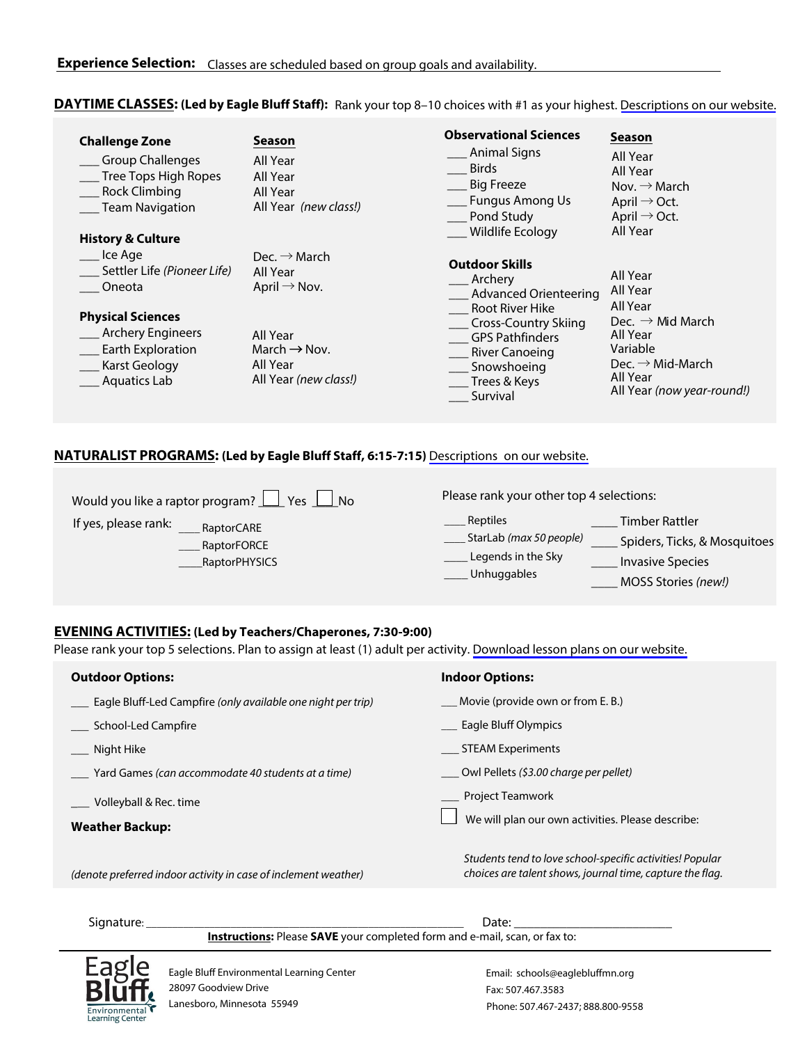**Experience Selection:** Classes are scheduled based on group goals and availability.

## DAYTIME CLASSES: (Led by Eagle Bluff Staff): Rank your top 8–10 choices with #1 as your highest. Descriptions on our website.

| Challenge Zone | Season |
|---|---|
| ___ Group Challenges | All Year |
| ___ Tree Tops High Ropes | All Year |
| ___ Rock Climbing | All Year |
| ___ Team Navigation | All Year *(new class!)* |

| History & Culture | |
|---|---|
| ___ Ice Age | Dec. → March |
| ___ Settler Life *(Pioneer Life)* | All Year |
| ___ Oneota | April → Nov. |

| Physical Sciences | |
|---|---|
| ___ Archery Engineers | All Year |
| ___ Earth Exploration | March → Nov. |
| ___ Karst Geology | All Year |
| ___ Aquatics Lab | All Year *(new class!)* |

| Observational Sciences | Season |
|---|---|
| ___ Animal Signs | All Year |
| ___ Birds | All Year |
| ___ Big Freeze | Nov. → March |
| ___ Fungus Among Us | April → Oct. |
| ___ Pond Study | April → Oct. |
| ___ Wildlife Ecology | All Year |

| Outdoor Skills | |
|---|---|
| ___ Archery | All Year |
| ___ Advanced Orienteering | All Year |
| ___ Root River Hike | All Year |
| ___ Cross-Country Skiing | Dec. → Mid March |
| ___ GPS Pathfinders | All Year |
| ___ River Canoeing | Variable |
| ___ Snowshoeing | Dec. → Mid-March |
| ___ Trees & Keys | All Year |
| ___ Survival | All Year *(now year-round!)* |

## NATURALIST PROGRAMS: (Led by Eagle Bluff Staff, 6:15-7:15) Descriptions on our website.

Would you like a raptor program? ☐ Yes ☐ No

If yes, please rank:
- ____ RaptorCARE
- ____ RaptorFORCE
- ____ RaptorPHYSICS

Please rank your other top 4 selections:

- ____ Reptiles
- ____ StarLab *(max 50 people)*
- ____ Legends in the Sky
- ____ Unhuggables
- ____ Timber Rattler
- ____ Spiders, Ticks, & Mosquitoes
- ____ Invasive Species
- ____ MOSS Stories *(new!)*

## EVENING ACTIVITIES: (Led by Teachers/Chaperones, 7:30-9:00)

Please rank your top 5 selections. Plan to assign at least (1) adult per activity. Download lesson plans on our website.

**Outdoor Options:**

- ___ Eagle Bluff-Led Campfire *(only available one night per trip)*
- ___ School-Led Campfire
- ___ Night Hike
- ___ Yard Games *(can accommodate 40 students at a time)*
- ___ Volleyball & Rec. time

**Weather Backup:**

*(denote preferred indoor activity in case of inclement weather)*

**Indoor Options:**

- ___ Movie (provide own or from E. B.)
- ___ Eagle Bluff Olympics
- ___ STEAM Experiments
- ___ Owl Pellets *($3.00 charge per pellet)*
- ___ Project Teamwork
- ☐ We will plan our own activities. Please describe:

*Students tend to love school-specific activities! Popular choices are talent shows, journal time, capture the flag.*

Signature: ______________________________ Date: ____________________

**Instructions:** Please **SAVE** your completed form and e-mail, scan, or fax to:

Eagle Bluff Environmental Learning Center
28097 Goodview Drive
Lanesboro, Minnesota 55949

Email: schools@eaglebluffmn.org
Fax: 507.467.3583
Phone: 507.467-2437; 888.800-9558